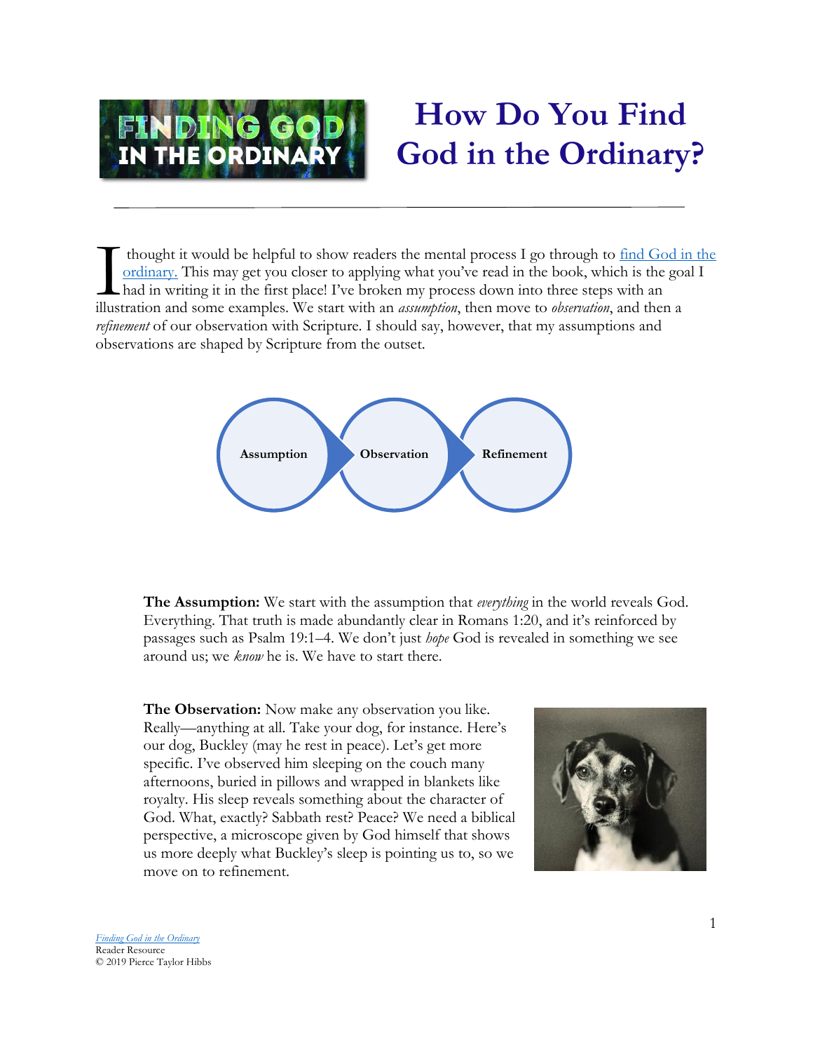# How Do You Find God in the Ordinary?

I thought it would be helpful to show readers the mental process I go through to find God in the ordinary. This may get you closer to applying what you've read in the book, which is the goal I had in writing it in the first place! I've broken my process down into three steps with an illustration and some examples. We start with an *assumption*, then move to *observation*, and then a *refinement* of our observation with Scripture. I should say, however, that my assumptions and observations are shaped by Scripture from the outset.

Assumption → Observation → Refinement

**The Assumption:** We start with the assumption that *everything* in the world reveals God. Everything. That truth is made abundantly clear in Romans 1:20, and it's reinforced by passages such as Psalm 19:1–4. We don't just *hope* God is revealed in something we see around us; we *know* he is. We have to start there.

**The Observation:** Now make any observation you like. Really—anything at all. Take your dog, for instance. Here's our dog, Buckley (may he rest in peace). Let's get more specific. I've observed him sleeping on the couch many afternoons, buried in pillows and wrapped in blankets like royalty. His sleep reveals something about the character of God. What, exactly? Sabbath rest? Peace? We need a biblical perspective, a microscope given by God himself that shows us more deeply what Buckley's sleep is pointing us to, so we move on to refinement.

*Finding God in the Ordinary*
Reader Resource
© 2019 Pierce Taylor Hibbs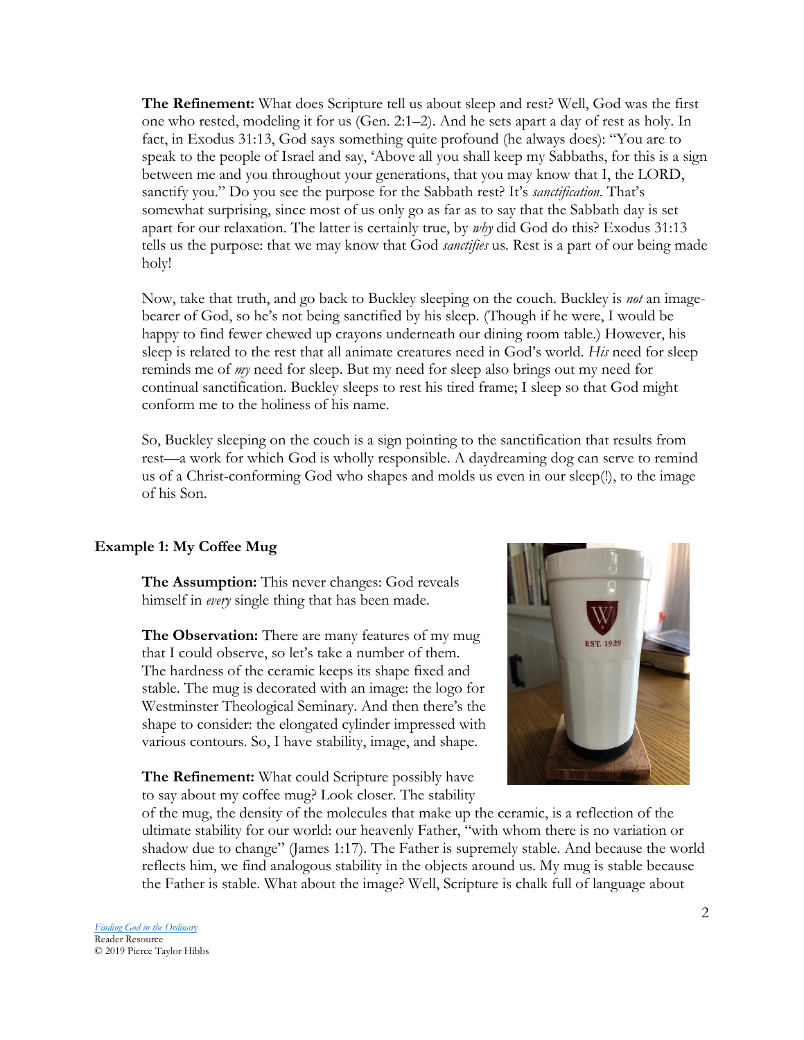**The Refinement:** What does Scripture tell us about sleep and rest? Well, God was the first one who rested, modeling it for us (Gen. 2:1–2). And he sets apart a day of rest as holy. In fact, in Exodus 31:13, God says something quite profound (he always does): "You are to speak to the people of Israel and say, 'Above all you shall keep my Sabbaths, for this is a sign between me and you throughout your generations, that you may know that I, the LORD, sanctify you." Do you see the purpose for the Sabbath rest? It's *sanctification*. That's somewhat surprising, since most of us only go as far as to say that the Sabbath day is set apart for our relaxation. The latter is certainly true, by *why* did God do this? Exodus 31:13 tells us the purpose: that we may know that God *sanctifies* us. Rest is a part of our being made holy!

Now, take that truth, and go back to Buckley sleeping on the couch. Buckley is *not* an image-bearer of God, so he's not being sanctified by his sleep. (Though if he were, I would be happy to find fewer chewed up crayons underneath our dining room table.) However, his sleep is related to the rest that all animate creatures need in God's world. *His* need for sleep reminds me of *my* need for sleep. But my need for sleep also brings out my need for continual sanctification. Buckley sleeps to rest his tired frame; I sleep so that God might conform me to the holiness of his name.

So, Buckley sleeping on the couch is a sign pointing to the sanctification that results from rest—a work for which God is wholly responsible. A daydreaming dog can serve to remind us of a Christ-conforming God who shapes and molds us even in our sleep(!), to the image of his Son.

**Example 1: My Coffee Mug**

**The Assumption:** This never changes: God reveals himself in *every* single thing that has been made.

**The Observation:** There are many features of my mug that I could observe, so let's take a number of them. The hardness of the ceramic keeps its shape fixed and stable. The mug is decorated with an image: the logo for Westminster Theological Seminary. And then there's the shape to consider: the elongated cylinder impressed with various contours. So, I have stability, image, and shape.

**The Refinement:** What could Scripture possibly have to say about my coffee mug? Look closer. The stability of the mug, the density of the molecules that make up the ceramic, is a reflection of the ultimate stability for our world: our heavenly Father, "with whom there is no variation or shadow due to change" (James 1:17). The Father is supremely stable. And because the world reflects him, we find analogous stability in the objects around us. My mug is stable because the Father is stable. What about the image? Well, Scripture is chalk full of language about

*Finding God in the Ordinary*
Reader Resource
© 2019 Pierce Taylor Hibbs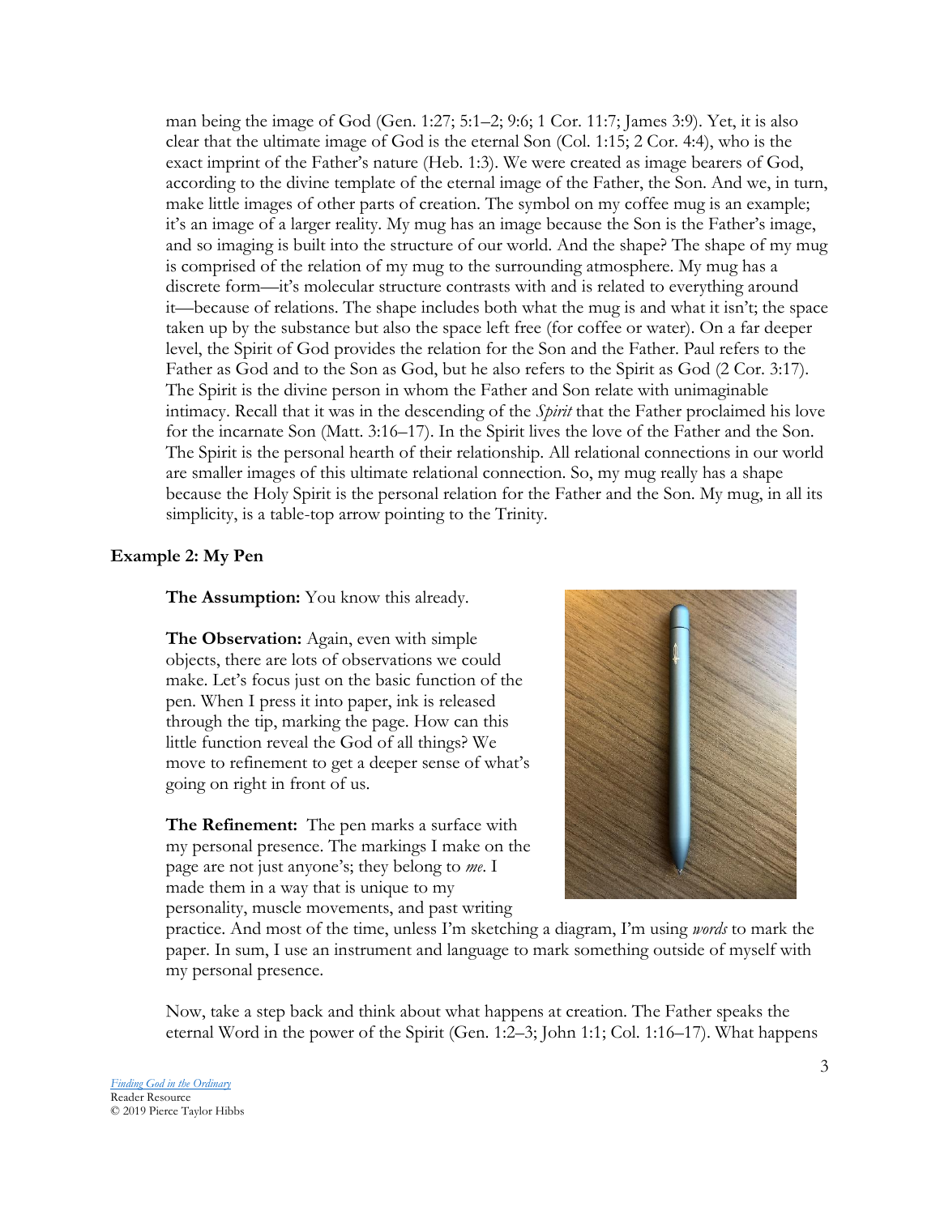man being the image of God (Gen. 1:27; 5:1–2; 9:6; 1 Cor. 11:7; James 3:9). Yet, it is also clear that the ultimate image of God is the eternal Son (Col. 1:15; 2 Cor. 4:4), who is the exact imprint of the Father's nature (Heb. 1:3). We were created as image bearers of God, according to the divine template of the eternal image of the Father, the Son. And we, in turn, make little images of other parts of creation. The symbol on my coffee mug is an example; it's an image of a larger reality. My mug has an image because the Son is the Father's image, and so imaging is built into the structure of our world. And the shape? The shape of my mug is comprised of the relation of my mug to the surrounding atmosphere. My mug has a discrete form—it's molecular structure contrasts with and is related to everything around it—because of relations. The shape includes both what the mug is and what it isn't; the space taken up by the substance but also the space left free (for coffee or water). On a far deeper level, the Spirit of God provides the relation for the Son and the Father. Paul refers to the Father as God and to the Son as God, but he also refers to the Spirit as God (2 Cor. 3:17). The Spirit is the divine person in whom the Father and Son relate with unimaginable intimacy. Recall that it was in the descending of the *Spirit* that the Father proclaimed his love for the incarnate Son (Matt. 3:16–17). In the Spirit lives the love of the Father and the Son. The Spirit is the personal hearth of their relationship. All relational connections in our world are smaller images of this ultimate relational connection. So, my mug really has a shape because the Holy Spirit is the personal relation for the Father and the Son. My mug, in all its simplicity, is a table-top arrow pointing to the Trinity.

### Example 2: My Pen

**The Assumption:** You know this already.

**The Observation:** Again, even with simple objects, there are lots of observations we could make. Let's focus just on the basic function of the pen. When I press it into paper, ink is released through the tip, marking the page. How can this little function reveal the God of all things? We move to refinement to get a deeper sense of what's going on right in front of us.

**The Refinement:** The pen marks a surface with my personal presence. The markings I make on the page are not just anyone's; they belong to *me*. I made them in a way that is unique to my personality, muscle movements, and past writing practice. And most of the time, unless I'm sketching a diagram, I'm using *words* to mark the paper. In sum, I use an instrument and language to mark something outside of myself with my personal presence.

Now, take a step back and think about what happens at creation. The Father speaks the eternal Word in the power of the Spirit (Gen. 1:2–3; John 1:1; Col. 1:16–17). What happens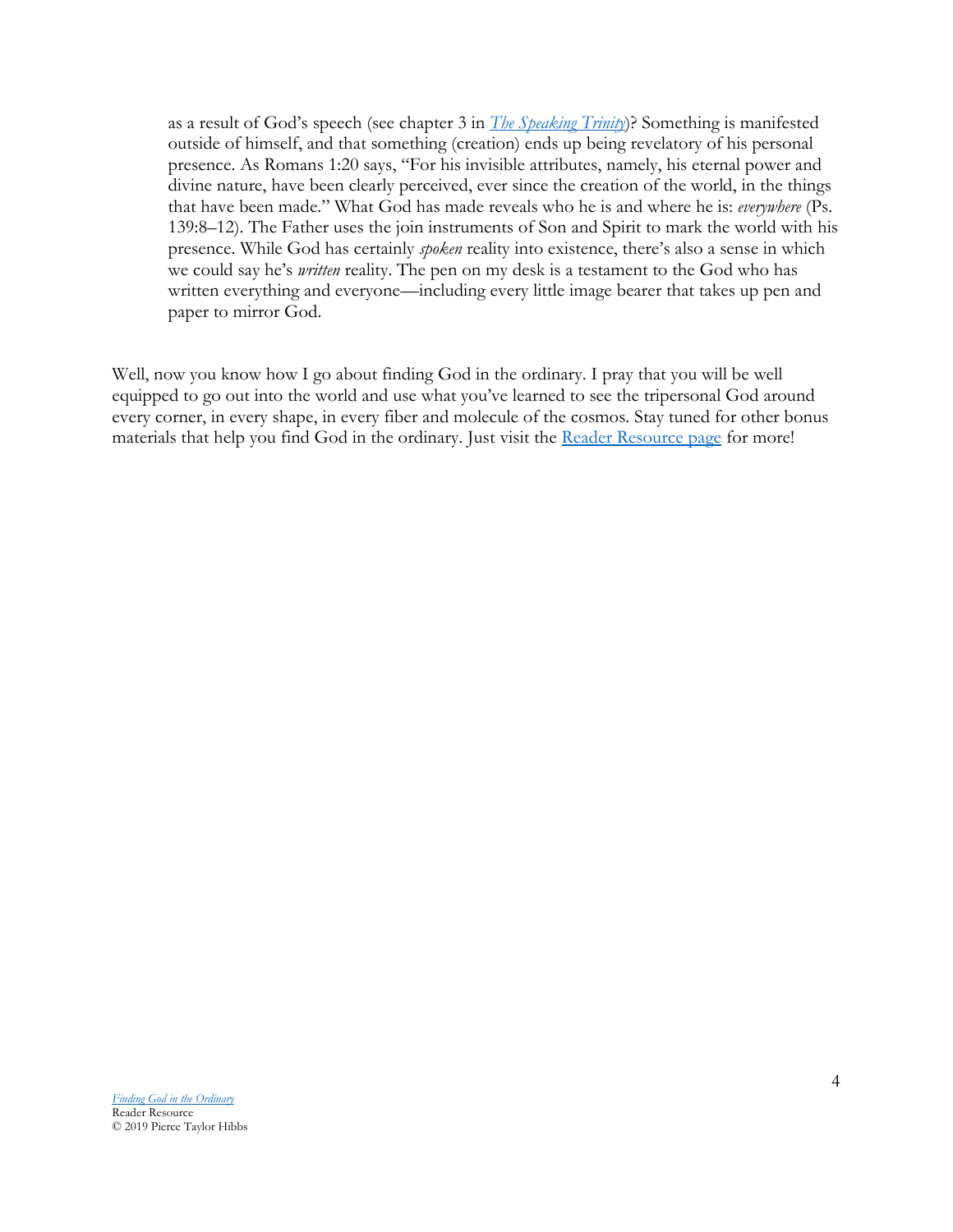as a result of God's speech (see chapter 3 in *The Speaking Trinity*)? Something is manifested outside of himself, and that something (creation) ends up being revelatory of his personal presence. As Romans 1:20 says, "For his invisible attributes, namely, his eternal power and divine nature, have been clearly perceived, ever since the creation of the world, in the things that have been made." What God has made reveals who he is and where he is: *everywhere* (Ps. 139:8–12). The Father uses the join instruments of Son and Spirit to mark the world with his presence. While God has certainly *spoken* reality into existence, there's also a sense in which we could say he's *written* reality. The pen on my desk is a testament to the God who has written everything and everyone—including every little image bearer that takes up pen and paper to mirror God.

Well, now you know how I go about finding God in the ordinary. I pray that you will be well equipped to go out into the world and use what you've learned to see the tripersonal God around every corner, in every shape, in every fiber and molecule of the cosmos. Stay tuned for other bonus materials that help you find God in the ordinary. Just visit the Reader Resource page for more!